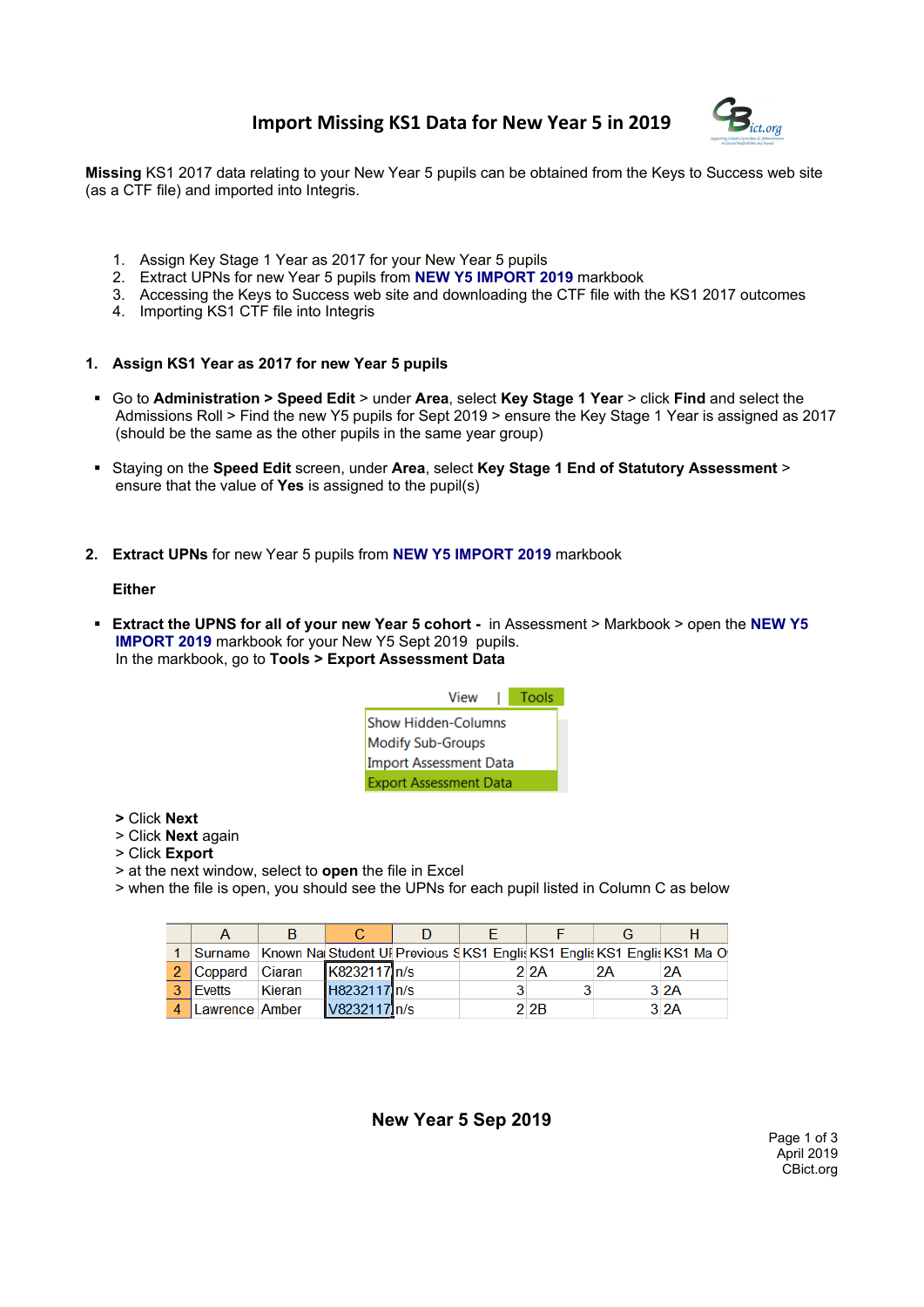# Import Missing KS1 Data for New Year 5 in 2019

**Missing** KS1 2017 data relating to your New Year 5 pupils can be obtained from the Keys to Success web site (as a CTF file) and imported into Integris.

1. Assign Key Stage 1 Year as 2017 for your New Year 5 pupils
2. Extract UPNs for new Year 5 pupils from **NEW Y5 IMPORT 2019** markbook
3. Accessing the Keys to Success web site and downloading the CTF file with the KS1 2017 outcomes
4. Importing KS1 CTF file into Integris

## 1. Assign KS1 Year as 2017 for new Year 5 pupils

- Go to **Administration > Speed Edit** > under **Area**, select **Key Stage 1 Year** > click **Find** and select the Admissions Roll > Find the new Y5 pupils for Sept 2019 > ensure the Key Stage 1 Year is assigned as 2017 (should be the same as the other pupils in the same year group)

- Staying on the **Speed Edit** screen, under **Area**, select **Key Stage 1 End of Statutory Assessment** > ensure that the value of **Yes** is assigned to the pupil(s)

## 2. Extract UPNs for new Year 5 pupils from NEW Y5 IMPORT 2019 markbook

**Either**

- **Extract the UPNS for all of your new Year 5 cohort -** in Assessment > Markbook > open the **NEW Y5 IMPORT 2019** markbook for your New Y5 Sept 2019 pupils.
  In the markbook, go to **Tools > Export Assessment Data**

View | Tools

- Show Hidden-Columns
- Modify Sub-Groups
- Import Assessment Data
- Export Assessment Data

> Click **Next**
> Click **Next** again
> Click **Export**
> at the next window, select to **open** the file in Excel
> when the file is open, you should see the UPNs for each pupil listed in Column C as below

| | A | B | C | D | E | F | G | H |
|---|---|---|---|---|---|---|---|---|
| 1 | Surname | Known Na | Student UI | Previous S | KS1 Englis | KS1 Englis | KS1 Englis | KS1 Ma O |
| 2 | Coppard | Ciaran | K8232117 | n/s | 2 | 2A | 2A | 2A |
| 3 | Evetts | Kieran | H8232117 | n/s | 3 | 3 | 3 | 2A |
| 4 | Lawrence | Amber | V8232117 | n/s | 2 | 2B | 3 | 2A |

**New Year 5 Sep 2019**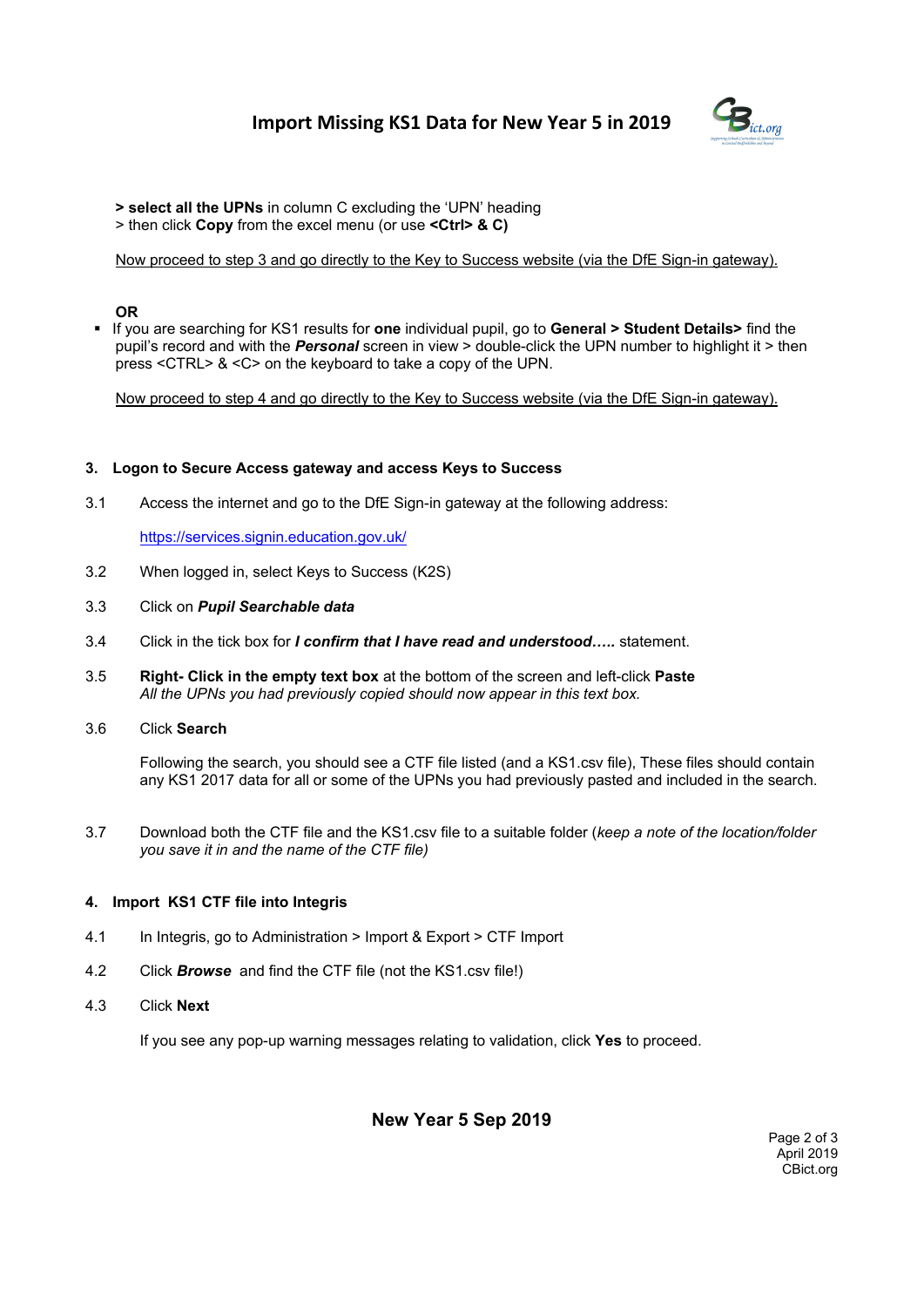> **select all the UPNs** in column C excluding the 'UPN' heading
> then click **Copy** from the excel menu (or use **<Ctrl> & C)**

Now proceed to step 3 and go directly to the Key to Success website (via the DfE Sign-in gateway).

**OR**

- If you are searching for KS1 results for **one** individual pupil, go to **General > Student Details>** find the pupil's record and with the ***Personal*** screen in view > double-click the UPN number to highlight it > then press <CTRL> & <C> on the keyboard to take a copy of the UPN.

Now proceed to step 4 and go directly to the Key to Success website (via the DfE Sign-in gateway).

### 3. Logon to Secure Access gateway and access Keys to Success

3.1 Access the internet and go to the DfE Sign-in gateway at the following address:

https://services.signin.education.gov.uk/

3.2 When logged in, select Keys to Success (K2S)

3.3 Click on ***Pupil Searchable data***

3.4 Click in the tick box for ***I confirm that I have read and understood…..*** statement.

3.5 **Right- Click in the empty text box** at the bottom of the screen and left-click **Paste**
*All the UPNs you had previously copied should now appear in this text box.*

3.6 Click **Search**

Following the search, you should see a CTF file listed (and a KS1.csv file), These files should contain any KS1 2017 data for all or some of the UPNs you had previously pasted and included in the search.

3.7 Download both the CTF file and the KS1.csv file to a suitable folder (*keep a note of the location/folder you save it in and the name of the CTF file)*

### 4. Import KS1 CTF file into Integris

4.1 In Integris, go to Administration > Import & Export > CTF Import

4.2 Click ***Browse*** and find the CTF file (not the KS1.csv file!)

4.3 Click **Next**

If you see any pop-up warning messages relating to validation, click **Yes** to proceed.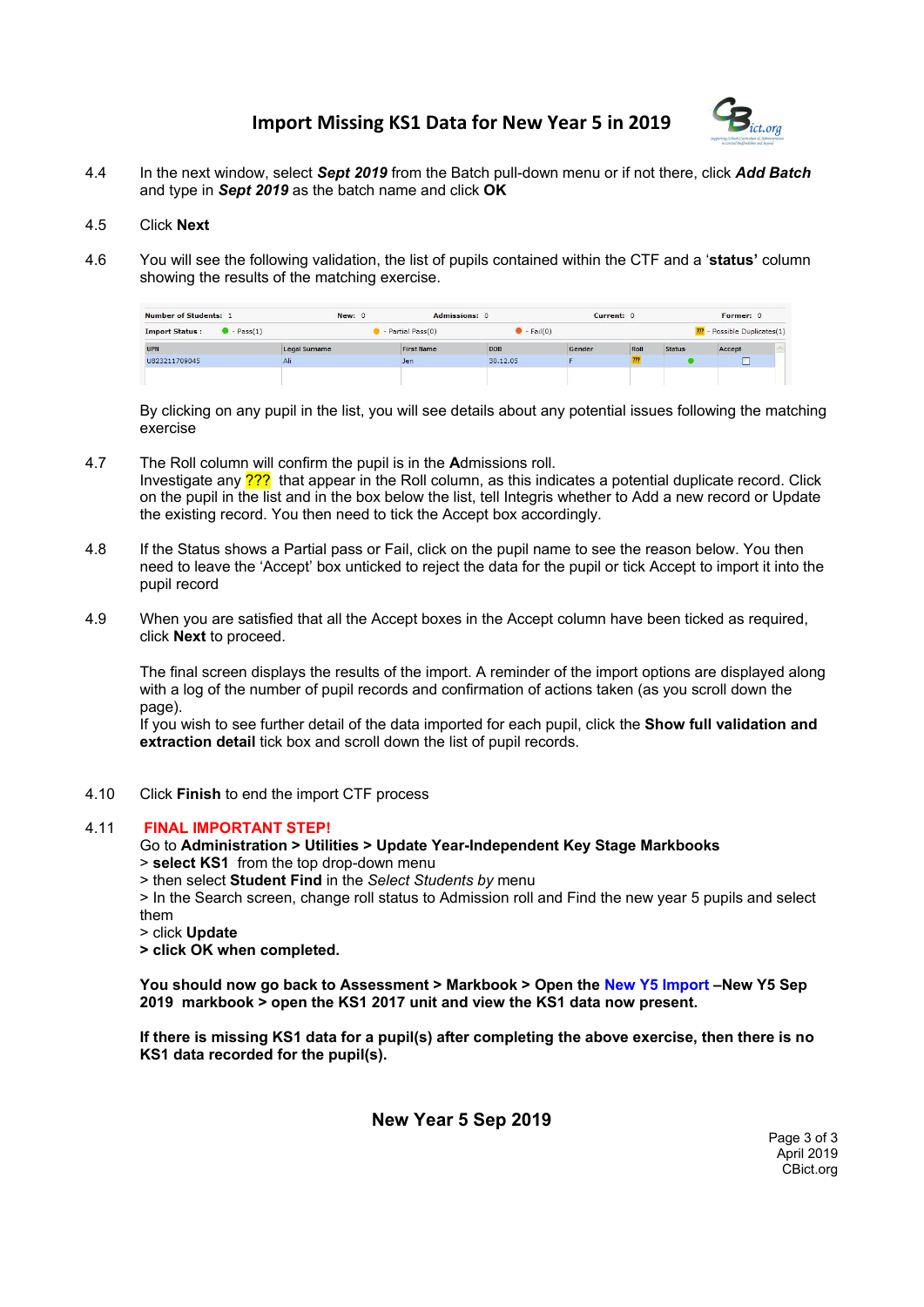# Import Missing KS1 Data for New Year 5 in 2019

4.4 In the next window, select ***Sept 2019*** from the Batch pull-down menu or if not there, click ***Add Batch*** and type in ***Sept 2019*** as the batch name and click **OK**

4.5 Click **Next**

4.6 You will see the following validation, the list of pupils contained within the CTF and a '**status'** column showing the results of the matching exercise.

Number of Students: 1 New: 0 Admissions: 0 Current: 0 Former: 0

Import Status : - Pass(1) - Partial Pass(0) - Fail(0) ??? - Possible Duplicates(1)

| UPN | Legal Surname | First Name | DOB | Gender | Roll | Status | Accept |
|---|---|---|---|---|---|---|---|
| U823211709045 | Ali | Jen | 30.12.05 | F | ??? | ● | ☐ |

By clicking on any pupil in the list, you will see details about any potential issues following the matching exercise

4.7 The Roll column will confirm the pupil is in the **A**dmissions roll.
Investigate any ??? that appear in the Roll column, as this indicates a potential duplicate record. Click on the pupil in the list and in the box below the list, tell Integris whether to Add a new record or Update the existing record. You then need to tick the Accept box accordingly.

4.8 If the Status shows a Partial pass or Fail, click on the pupil name to see the reason below. You then need to leave the 'Accept' box unticked to reject the data for the pupil or tick Accept to import it into the pupil record

4.9 When you are satisfied that all the Accept boxes in the Accept column have been ticked as required, click **Next** to proceed.

The final screen displays the results of the import. A reminder of the import options are displayed along with a log of the number of pupil records and confirmation of actions taken (as you scroll down the page).
If you wish to see further detail of the data imported for each pupil, click the **Show full validation and extraction detail** tick box and scroll down the list of pupil records.

4.10 Click **Finish** to end the import CTF process

4.11 **FINAL IMPORTANT STEP!**
Go to **Administration > Utilities > Update Year-Independent Key Stage Markbooks**
> **select KS1** from the top drop-down menu
> then select **Student Find** in the *Select Students by* menu
> In the Search screen, change roll status to Admission roll and Find the new year 5 pupils and select them
> click **Update**
**> click OK when completed.**

**You should now go back to Assessment > Markbook > Open the New Y5 Import –New Y5 Sep 2019 markbook > open the KS1 2017 unit and view the KS1 data now present.**

**If there is missing KS1 data for a pupil(s) after completing the above exercise, then there is no KS1 data recorded for the pupil(s).**

## New Year 5 Sep 2019